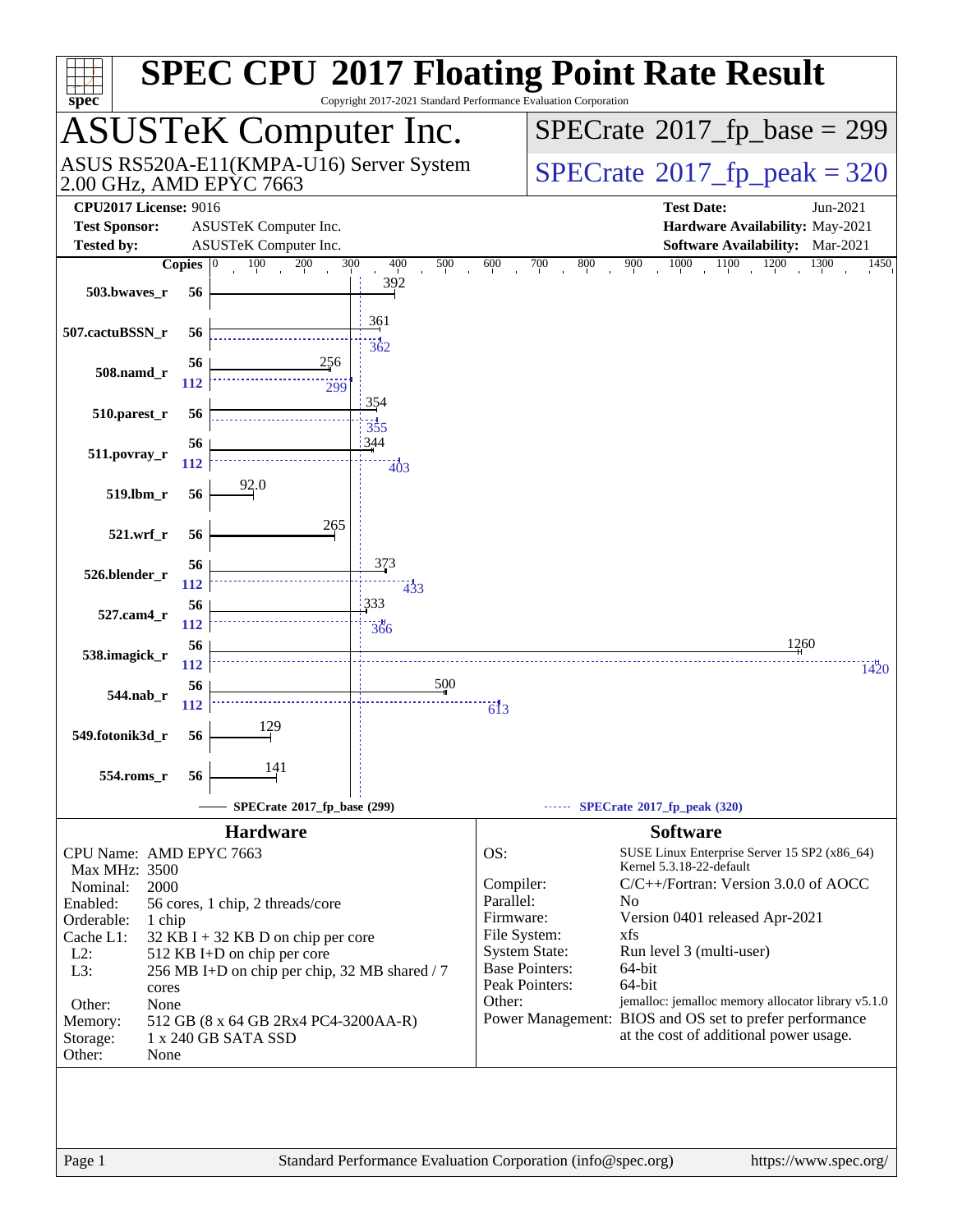# SPEC CPU 2017 Floating Point Rate Result

Copyright 2017-2021 Standard Performance Evaluation Corporation

## ASUSTeK Computer Inc.

ASUS RS520A-E11(KMPA-U16) Server System
2.00 GHz, AMD EPYC 7663

SPECrate 2017_fp_base = 299

SPECrate 2017_fp_peak = 320

**CPU2017 License:** 9016
**Test Sponsor:** ASUSTeK Computer Inc.
**Tested by:** ASUSTeK Computer Inc.

**Test Date:** Jun-2021
**Hardware Availability:** May-2021
**Software Availability:** Mar-2021

| Benchmark | Copies | Base | Peak Copies | Peak |
|---|---|---|---|---|
| 503.bwaves_r | 56 | 392 | | |
| 507.cactuBSSN_r | 56 | 361 | 56 | 362 |
| 508.namd_r | 56 | 256 | 112 | 299 |
| 510.parest_r | 56 | 354 | 56 | 355 |
| 511.povray_r | 56 | 344 | 112 | 403 |
| 519.lbm_r | 56 | 92.0 | | |
| 521.wrf_r | 56 | 265 | | |
| 526.blender_r | 56 | 373 | 112 | 433 |
| 527.cam4_r | 56 | 333 | 112 | 366 |
| 538.imagick_r | 56 | 1260 | 112 | 1420 |
| 544.nab_r | 56 | 500 | 112 | 613 |
| 549.fotonik3d_r | 56 | 129 | | |
| 554.roms_r | 56 | 141 | | |

SPECrate 2017_fp_base (299) ------ SPECrate 2017_fp_peak (320)

## Hardware

CPU Name: AMD EPYC 7663
Max MHz: 3500
Nominal: 2000
Enabled: 56 cores, 1 chip, 2 threads/core
Orderable: 1 chip
Cache L1: 32 KB I + 32 KB D on chip per core
L2: 512 KB I+D on chip per core
L3: 256 MB I+D on chip per chip, 32 MB shared / 7 cores
Other: None
Memory: 512 GB (8 x 64 GB 2Rx4 PC4-3200AA-R)
Storage: 1 x 240 GB SATA SSD
Other: None

## Software

OS: SUSE Linux Enterprise Server 15 SP2 (x86_64) Kernel 5.3.18-22-default
Compiler: C/C++/Fortran: Version 3.0.0 of AOCC
Parallel: No
Firmware: Version 0401 released Apr-2021
File System: xfs
System State: Run level 3 (multi-user)
Base Pointers: 64-bit
Peak Pointers: 64-bit
Other: jemalloc: jemalloc memory allocator library v5.1.0
Power Management: BIOS and OS set to prefer performance at the cost of additional power usage.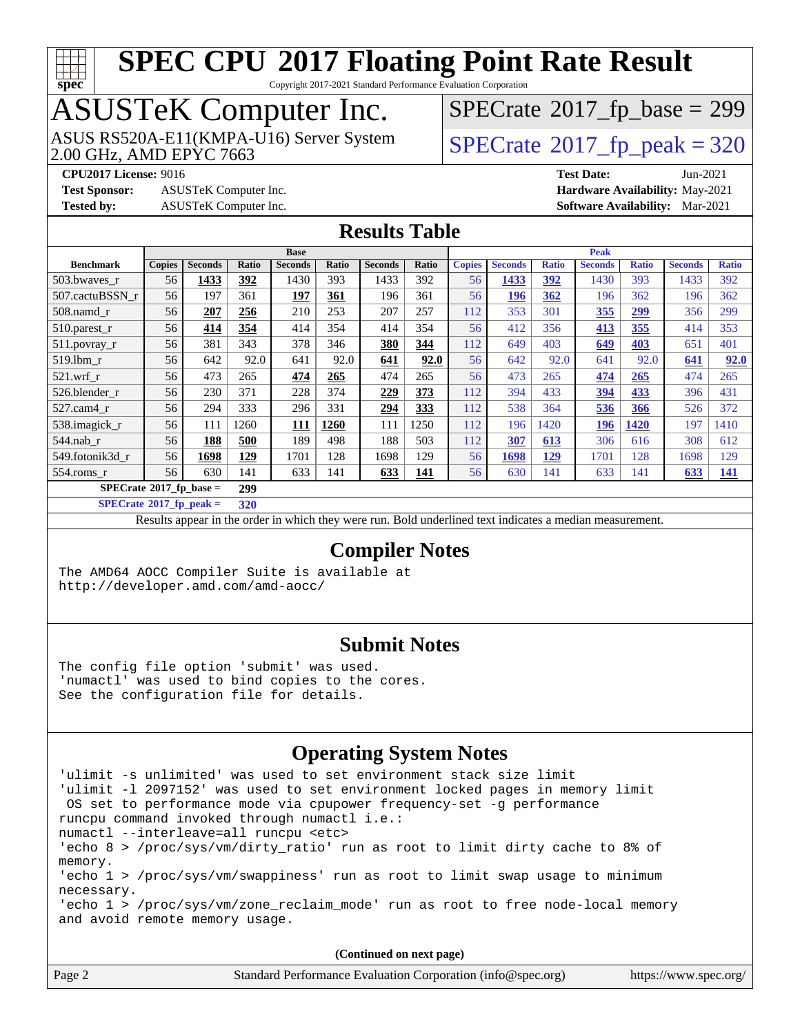# SPEC CPU 2017 Floating Point Rate Result

Copyright 2017-2021 Standard Performance Evaluation Corporation

## ASUSTeK Computer Inc.

ASUS RS520A-E11(KMPA-U16) Server System
2.00 GHz, AMD EPYC 7663

SPECrate 2017_fp_base = 299

SPECrate 2017_fp_peak = 320

**CPU2017 License:** 9016
**Test Sponsor:** ASUSTeK Computer Inc.
**Tested by:** ASUSTeK Computer Inc.

**Test Date:** Jun-2021
**Hardware Availability:** May-2021
**Software Availability:** Mar-2021

## Results Table

| Benchmark | Base | | | | | | | Peak | | | | | | |
|---|---|---|---|---|---|---|---|---|---|---|---|---|---|---|
| | Copies | Seconds | Ratio | Seconds | Ratio | Seconds | Ratio | Copies | Seconds | Ratio | Seconds | Ratio | Seconds | Ratio |
| 503.bwaves_r | 56 | **1433** | **392** | 1430 | 393 | 1433 | 392 | 56 | **1433** | **392** | 1430 | 393 | 1433 | 392 |
| 507.cactuBSSN_r | 56 | 197 | 361 | **197** | **361** | 196 | 361 | 56 | **196** | **362** | 196 | 362 | 196 | 362 |
| 508.namd_r | 56 | **207** | **256** | 210 | 253 | 207 | 257 | 112 | 353 | 301 | **355** | **299** | 356 | 299 |
| 510.parest_r | 56 | **414** | **354** | 414 | 354 | 414 | 354 | 56 | 412 | 356 | **413** | **355** | 414 | 353 |
| 511.povray_r | 56 | 381 | 343 | 378 | 346 | **380** | **344** | 112 | 649 | 403 | **649** | **403** | 651 | 401 |
| 519.lbm_r | 56 | 642 | 92.0 | 641 | 92.0 | **641** | **92.0** | 56 | 642 | 92.0 | 641 | 92.0 | **641** | **92.0** |
| 521.wrf_r | 56 | 473 | 265 | **474** | **265** | 474 | 265 | 56 | 473 | 265 | **474** | **265** | 474 | 265 |
| 526.blender_r | 56 | 230 | 371 | 228 | 374 | **229** | **373** | 112 | 394 | 433 | **394** | **433** | 396 | 431 |
| 527.cam4_r | 56 | 294 | 333 | 296 | 331 | **294** | **333** | 112 | 538 | 364 | **536** | **366** | 526 | 372 |
| 538.imagick_r | 56 | 111 | 1260 | **111** | **1260** | 111 | 1250 | 112 | 196 | 1420 | **196** | **1420** | 197 | 1410 |
| 544.nab_r | 56 | **188** | **500** | 189 | 498 | 188 | 503 | 112 | **307** | **613** | 306 | 616 | 308 | 612 |
| 549.fotonik3d_r | 56 | **1698** | **129** | 1701 | 128 | 1698 | 129 | 56 | **1698** | **129** | 1701 | 128 | 1698 | 129 |
| 554.roms_r | 56 | 630 | 141 | 633 | 141 | **633** | **141** | 56 | 630 | 141 | 633 | 141 | **633** | **141** |

**SPECrate 2017_fp_base = 299**

**SPECrate 2017_fp_peak = 320**

Results appear in the order in which they were run. Bold underlined text indicates a median measurement.

## Compiler Notes

```
The AMD64 AOCC Compiler Suite is available at
http://developer.amd.com/amd-aocc/
```

## Submit Notes

```
The config file option 'submit' was used.
'numactl' was used to bind copies to the cores.
See the configuration file for details.
```

## Operating System Notes

```
'ulimit -s unlimited' was used to set environment stack size limit
'ulimit -l 2097152' was used to set environment locked pages in memory limit
 OS set to performance mode via cpupower frequency-set -g performance
runcpu command invoked through numactl i.e.:
numactl --interleave=all runcpu <etc>
'echo 8 > /proc/sys/vm/dirty_ratio' run as root to limit dirty cache to 8% of
memory.
'echo 1 > /proc/sys/vm/swappiness' run as root to limit swap usage to minimum
necessary.
'echo 1 > /proc/sys/vm/zone_reclaim_mode' run as root to free node-local memory
and avoid remote memory usage.
```

**(Continued on next page)**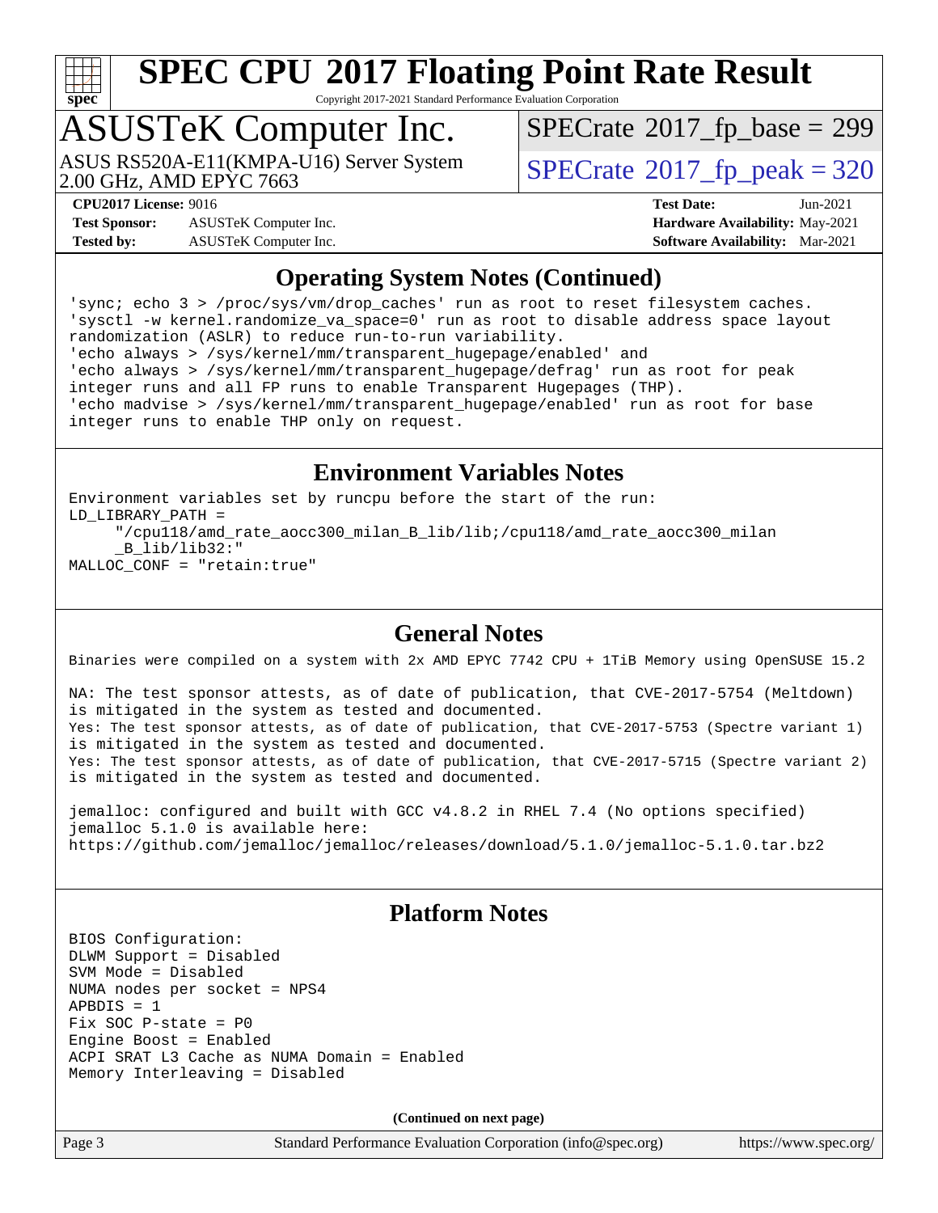# SPEC CPU 2017 Floating Point Rate Result

Copyright 2017-2021 Standard Performance Evaluation Corporation

## ASUSTeK Computer Inc.

ASUS RS520A-E11(KMPA-U16) Server System
2.00 GHz, AMD EPYC 7663

SPECrate 2017_fp_base = 299

SPECrate 2017_fp_peak = 320

**CPU2017 License:** 9016
**Test Sponsor:** ASUSTeK Computer Inc.
**Tested by:** ASUSTeK Computer Inc.

**Test Date:** Jun-2021
**Hardware Availability:** May-2021
**Software Availability:** Mar-2021

## Operating System Notes (Continued)

```
'sync; echo 3 > /proc/sys/vm/drop_caches' run as root to reset filesystem caches.
'sysctl -w kernel.randomize_va_space=0' run as root to disable address space layout
randomization (ASLR) to reduce run-to-run variability.
'echo always > /sys/kernel/mm/transparent_hugepage/enabled' and
'echo always > /sys/kernel/mm/transparent_hugepage/defrag' run as root for peak
integer runs and all FP runs to enable Transparent Hugepages (THP).
'echo madvise > /sys/kernel/mm/transparent_hugepage/enabled' run as root for base
integer runs to enable THP only on request.
```

## Environment Variables Notes

```
Environment variables set by runcpu before the start of the run:
LD_LIBRARY_PATH =
     "/cpu118/amd_rate_aocc300_milan_B_lib/lib;/cpu118/amd_rate_aocc300_milan
     _B_lib/lib32:"
MALLOC_CONF = "retain:true"
```

## General Notes

```
Binaries were compiled on a system with 2x AMD EPYC 7742 CPU + 1TiB Memory using OpenSUSE 15.2

NA: The test sponsor attests, as of date of publication, that CVE-2017-5754 (Meltdown)
is mitigated in the system as tested and documented.
Yes: The test sponsor attests, as of date of publication, that CVE-2017-5753 (Spectre variant 1)
is mitigated in the system as tested and documented.
Yes: The test sponsor attests, as of date of publication, that CVE-2017-5715 (Spectre variant 2)
is mitigated in the system as tested and documented.

jemalloc: configured and built with GCC v4.8.2 in RHEL 7.4 (No options specified)
jemalloc 5.1.0 is available here:
https://github.com/jemalloc/jemalloc/releases/download/5.1.0/jemalloc-5.1.0.tar.bz2
```

## Platform Notes

```
BIOS Configuration:
DLWM Support = Disabled
SVM Mode = Disabled
NUMA nodes per socket = NPS4
APBDIS = 1
Fix SOC P-state = P0
Engine Boost = Enabled
ACPI SRAT L3 Cache as NUMA Domain = Enabled
Memory Interleaving = Disabled
```

**(Continued on next page)**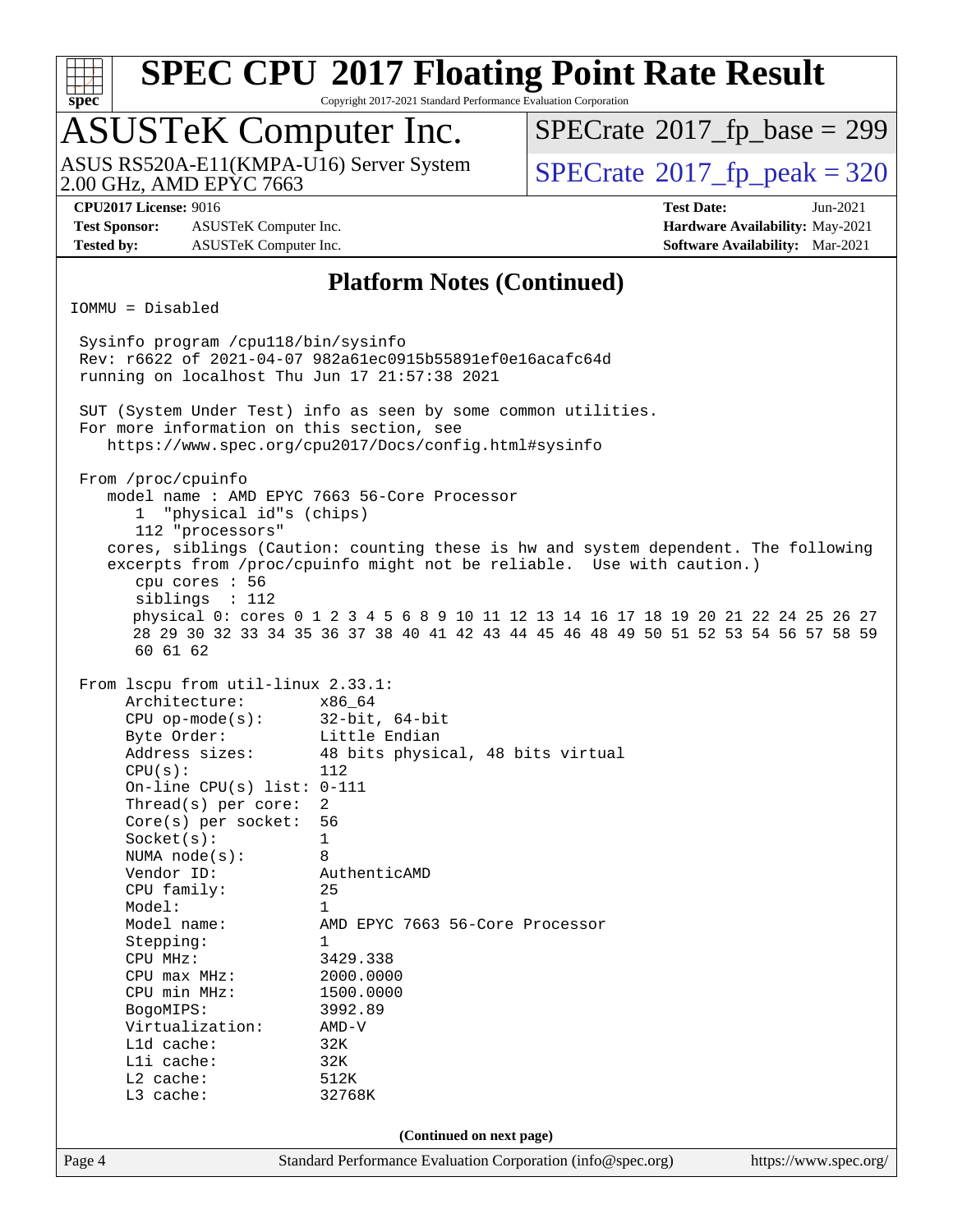# SPEC CPU 2017 Floating Point Rate Result

Copyright 2017-2021 Standard Performance Evaluation Corporation

## ASUSTeK Computer Inc.

ASUS RS520A-E11(KMPA-U16) Server System
2.00 GHz, AMD EPYC 7663

SPECrate 2017_fp_base = 299

SPECrate 2017_fp_peak = 320

**CPU2017 License:** 9016
**Test Sponsor:** ASUSTeK Computer Inc.
**Tested by:** ASUSTeK Computer Inc.

**Test Date:** Jun-2021
**Hardware Availability:** May-2021
**Software Availability:** Mar-2021

### Platform Notes (Continued)

```
IOMMU = Disabled

 Sysinfo program /cpu118/bin/sysinfo
 Rev: r6622 of 2021-04-07 982a61ec0915b55891ef0e16acafc64d
 running on localhost Thu Jun 17 21:57:38 2021

 SUT (System Under Test) info as seen by some common utilities.
 For more information on this section, see
    https://www.spec.org/cpu2017/Docs/config.html#sysinfo

 From /proc/cpuinfo
    model name : AMD EPYC 7663 56-Core Processor
       1  "physical id"s (chips)
       112 "processors"
    cores, siblings (Caution: counting these is hw and system dependent. The following
    excerpts from /proc/cpuinfo might not be reliable.  Use with caution.)
       cpu cores : 56
       siblings  : 112
       physical 0: cores 0 1 2 3 4 5 6 8 9 10 11 12 13 14 16 17 18 19 20 21 22 24 25 26 27
       28 29 30 32 33 34 35 36 37 38 40 41 42 43 44 45 46 48 49 50 51 52 53 54 56 57 58 59
       60 61 62

 From lscpu from util-linux 2.33.1:
      Architecture:        x86_64
      CPU op-mode(s):      32-bit, 64-bit
      Byte Order:          Little Endian
      Address sizes:       48 bits physical, 48 bits virtual
      CPU(s):              112
      On-line CPU(s) list: 0-111
      Thread(s) per core:  2
      Core(s) per socket:  56
      Socket(s):           1
      NUMA node(s):        8
      Vendor ID:           AuthenticAMD
      CPU family:          25
      Model:               1
      Model name:          AMD EPYC 7663 56-Core Processor
      Stepping:            1
      CPU MHz:             3429.338
      CPU max MHz:         2000.0000
      CPU min MHz:         1500.0000
      BogoMIPS:            3992.89
      Virtualization:      AMD-V
      L1d cache:           32K
      L1i cache:           32K
      L2 cache:            512K
      L3 cache:            32768K
```

(Continued on next page)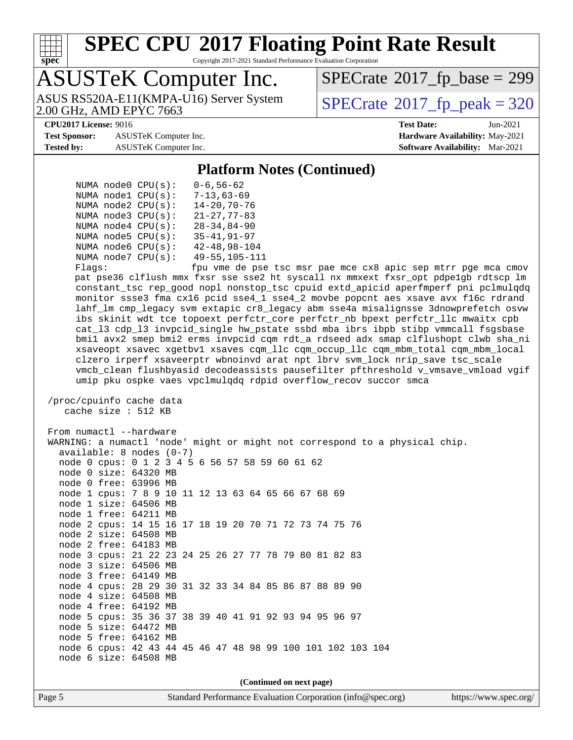# SPEC CPU 2017 Floating Point Rate Result

Copyright 2017-2021 Standard Performance Evaluation Corporation

## ASUSTeK Computer Inc.

ASUS RS520A-E11(KMPA-U16) Server System
2.00 GHz, AMD EPYC 7663

SPECrate 2017_fp_base = 299

SPECrate 2017_fp_peak = 320

**CPU2017 License:** 9016
**Test Sponsor:** ASUSTeK Computer Inc.
**Tested by:** ASUSTeK Computer Inc.

**Test Date:** Jun-2021
**Hardware Availability:** May-2021
**Software Availability:** Mar-2021

### Platform Notes (Continued)

```
      NUMA node0 CPU(s):   0-6,56-62
      NUMA node1 CPU(s):   7-13,63-69
      NUMA node2 CPU(s):   14-20,70-76
      NUMA node3 CPU(s):   21-27,77-83
      NUMA node4 CPU(s):   28-34,84-90
      NUMA node5 CPU(s):   35-41,91-97
      NUMA node6 CPU(s):   42-48,98-104
      NUMA node7 CPU(s):   49-55,105-111
      Flags:               fpu vme de pse tsc msr pae mce cx8 apic sep mtrr pge mca cmov
      pat pse36 clflush mmx fxsr sse sse2 ht syscall nx mmxext fxsr_opt pdpe1gb rdtscp lm
      constant_tsc rep_good nopl nonstop_tsc cpuid extd_apicid aperfmperf pni pclmulqdq
      monitor ssse3 fma cx16 pcid sse4_1 sse4_2 movbe popcnt aes xsave avx f16c rdrand
      lahf_lm cmp_legacy svm extapic cr8_legacy abm sse4a misalignsse 3dnowprefetch osvw
      ibs skinit wdt tce topoext perfctr_core perfctr_nb bpext perfctr_llc mwaitx cpb
      cat_l3 cdp_l3 invpcid_single hw_pstate ssbd mba ibrs ibpb stibp vmmcall fsgsbase
      bmi1 avx2 smep bmi2 erms invpcid cqm rdt_a rdseed adx smap clflushopt clwb sha_ni
      xsaveopt xsavec xgetbv1 xsaves cqm_llc cqm_occup_llc cqm_mbm_total cqm_mbm_local
      clzero irperf xsaveerptr wbnoinvd arat npt lbrv svm_lock nrip_save tsc_scale
      vmcb_clean flushbyasid decodeassists pausefilter pfthreshold v_vmsave_vmload vgif
      umip pku ospke vaes vpclmulqdq rdpid overflow_recov succor smca

 /proc/cpuinfo cache data
    cache size : 512 KB

 From numactl --hardware
 WARNING: a numactl 'node' might or might not correspond to a physical chip.
   available: 8 nodes (0-7)
   node 0 cpus: 0 1 2 3 4 5 6 56 57 58 59 60 61 62
   node 0 size: 64320 MB
   node 0 free: 63996 MB
   node 1 cpus: 7 8 9 10 11 12 13 63 64 65 66 67 68 69
   node 1 size: 64506 MB
   node 1 free: 64211 MB
   node 2 cpus: 14 15 16 17 18 19 20 70 71 72 73 74 75 76
   node 2 size: 64508 MB
   node 2 free: 64183 MB
   node 3 cpus: 21 22 23 24 25 26 27 77 78 79 80 81 82 83
   node 3 size: 64506 MB
   node 3 free: 64149 MB
   node 4 cpus: 28 29 30 31 32 33 34 84 85 86 87 88 89 90
   node 4 size: 64508 MB
   node 4 free: 64192 MB
   node 5 cpus: 35 36 37 38 39 40 41 91 92 93 94 95 96 97
   node 5 size: 64472 MB
   node 5 free: 64162 MB
   node 6 cpus: 42 43 44 45 46 47 48 98 99 100 101 102 103 104
   node 6 size: 64508 MB
```

(Continued on next page)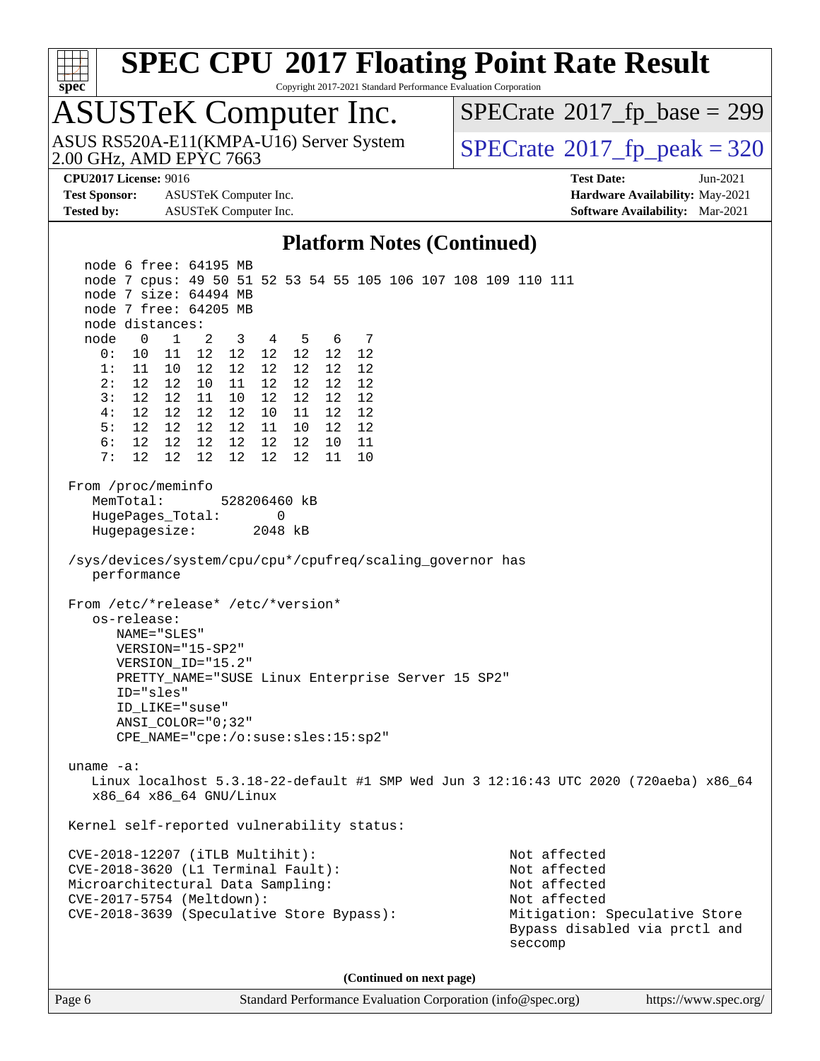# SPEC CPU 2017 Floating Point Rate Result

Copyright 2017-2021 Standard Performance Evaluation Corporation

## ASUSTeK Computer Inc.

ASUS RS520A-E11(KMPA-U16) Server System
2.00 GHz, AMD EPYC 7663

SPECrate 2017_fp_base = 299

SPECrate 2017_fp_peak = 320

**CPU2017 License:** 9016
**Test Sponsor:** ASUSTeK Computer Inc.
**Tested by:** ASUSTeK Computer Inc.

**Test Date:** Jun-2021
**Hardware Availability:** May-2021
**Software Availability:** Mar-2021

### Platform Notes (Continued)

```
    node 6 free: 64195 MB
    node 7 cpus: 49 50 51 52 53 54 55 105 106 107 108 109 110 111
    node 7 size: 64494 MB
    node 7 free: 64205 MB
    node distances:
    node   0   1   2   3   4   5   6   7
      0:  10  11  12  12  12  12  12  12
      1:  11  10  12  12  12  12  12  12
      2:  12  12  10  11  12  12  12  12
      3:  12  12  11  10  12  12  12  12
      4:  12  12  12  12  10  11  12  12
      5:  12  12  12  12  11  10  12  12
      6:  12  12  12  12  12  12  10  11
      7:  12  12  12  12  12  12  11  10

 From /proc/meminfo
    MemTotal:       528206460 kB
    HugePages_Total:       0
    Hugepagesize:       2048 kB

 /sys/devices/system/cpu/cpu*/cpufreq/scaling_governor has
    performance

 From /etc/*release* /etc/*version*
    os-release:
       NAME="SLES"
       VERSION="15-SP2"
       VERSION_ID="15.2"
       PRETTY_NAME="SUSE Linux Enterprise Server 15 SP2"
       ID="sles"
       ID_LIKE="suse"
       ANSI_COLOR="0;32"
       CPE_NAME="cpe:/o:suse:sles:15:sp2"

 uname -a:
    Linux localhost 5.3.18-22-default #1 SMP Wed Jun 3 12:16:43 UTC 2020 (720aeba) x86_64
    x86_64 x86_64 GNU/Linux

 Kernel self-reported vulnerability status:

 CVE-2018-12207 (iTLB Multihit):                          Not affected
 CVE-2018-3620 (L1 Terminal Fault):                       Not affected
 Microarchitectural Data Sampling:                        Not affected
 CVE-2017-5754 (Meltdown):                                Not affected
 CVE-2018-3639 (Speculative Store Bypass):                Mitigation: Speculative Store
                                                          Bypass disabled via prctl and
                                                          seccomp
```

(Continued on next page)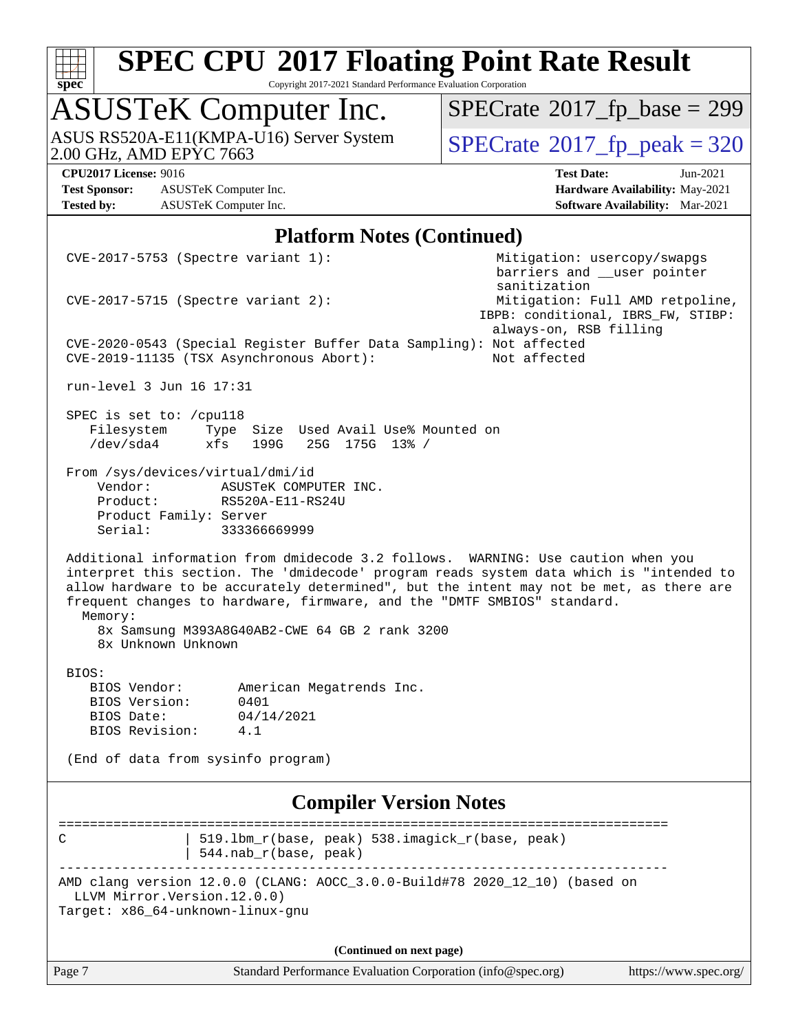# SPEC CPU 2017 Floating Point Rate Result

Copyright 2017-2021 Standard Performance Evaluation Corporation

## ASUSTeK Computer Inc.

ASUS RS520A-E11(KMPA-U16) Server System
2.00 GHz, AMD EPYC 7663

SPECrate 2017_fp_base = 299

SPECrate 2017_fp_peak = 320

**CPU2017 License:** 9016
**Test Sponsor:** ASUSTeK Computer Inc.
**Tested by:** ASUSTeK Computer Inc.

**Test Date:** Jun-2021
**Hardware Availability:** May-2021
**Software Availability:** Mar-2021

### Platform Notes (Continued)

```
 CVE-2017-5753 (Spectre variant 1):                         Mitigation: usercopy/swapgs
                                                             barriers and __user pointer
                                                             sanitization
 CVE-2017-5715 (Spectre variant 2):                         Mitigation: Full AMD retpoline,
                                                           IBPB: conditional, IBRS_FW, STIBP:
                                                             always-on, RSB filling
 CVE-2020-0543 (Special Register Buffer Data Sampling): Not affected
 CVE-2019-11135 (TSX Asynchronous Abort):                  Not affected

 run-level 3 Jun 16 17:31

 SPEC is set to: /cpu118
    Filesystem     Type  Size  Used Avail Use% Mounted on
    /dev/sda4      xfs   199G   25G  175G  13% /

 From /sys/devices/virtual/dmi/id
     Vendor:         ASUSTeK COMPUTER INC.
     Product:        RS520A-E11-RS24U
     Product Family: Server
     Serial:         333366669999

 Additional information from dmidecode 3.2 follows.  WARNING: Use caution when you
 interpret this section. The 'dmidecode' program reads system data which is "intended to
 allow hardware to be accurately determined", but the intent may not be met, as there are
 frequent changes to hardware, firmware, and the "DMTF SMBIOS" standard.
   Memory:
     8x Samsung M393A8G40AB2-CWE 64 GB 2 rank 3200
     8x Unknown Unknown

 BIOS:
    BIOS Vendor:       American Megatrends Inc.
    BIOS Version:      0401
    BIOS Date:         04/14/2021
    BIOS Revision:     4.1

 (End of data from sysinfo program)
```

### Compiler Version Notes

```
==============================================================================
C               | 519.lbm_r(base, peak) 538.imagick_r(base, peak)
                | 544.nab_r(base, peak)
------------------------------------------------------------------------------
AMD clang version 12.0.0 (CLANG: AOCC_3.0.0-Build#78 2020_12_10) (based on
  LLVM Mirror.Version.12.0.0)
Target: x86_64-unknown-linux-gnu
```

(Continued on next page)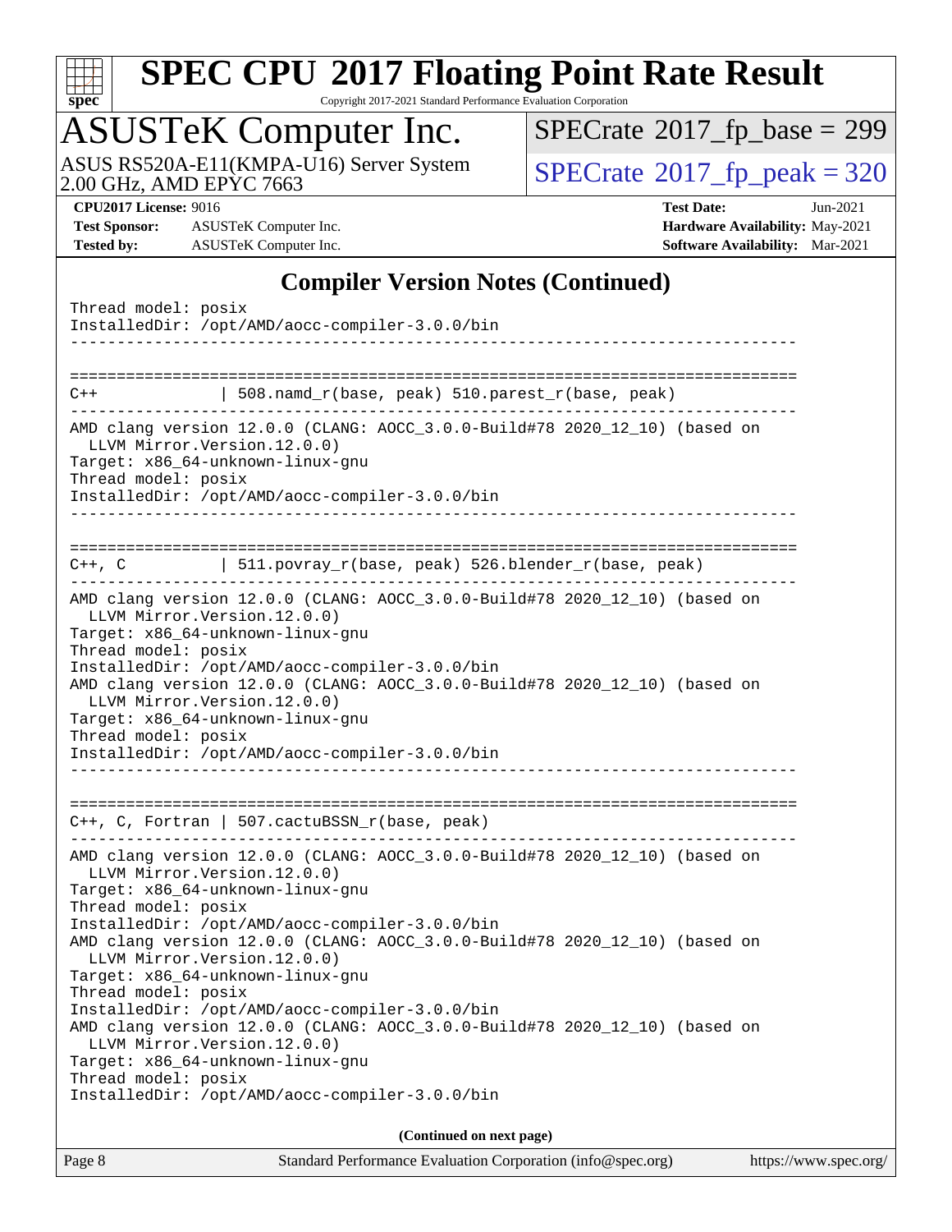## Compiler Version Notes (Continued)

```
Thread model: posix
InstalledDir: /opt/AMD/aocc-compiler-3.0.0/bin
------------------------------------------------------------------------------

==============================================================================
C++             | 508.namd_r(base, peak) 510.parest_r(base, peak)
------------------------------------------------------------------------------
AMD clang version 12.0.0 (CLANG: AOCC_3.0.0-Build#78 2020_12_10) (based on
  LLVM Mirror.Version.12.0.0)
Target: x86_64-unknown-linux-gnu
Thread model: posix
InstalledDir: /opt/AMD/aocc-compiler-3.0.0/bin
------------------------------------------------------------------------------

==============================================================================
C++, C          | 511.povray_r(base, peak) 526.blender_r(base, peak)
------------------------------------------------------------------------------
AMD clang version 12.0.0 (CLANG: AOCC_3.0.0-Build#78 2020_12_10) (based on
  LLVM Mirror.Version.12.0.0)
Target: x86_64-unknown-linux-gnu
Thread model: posix
InstalledDir: /opt/AMD/aocc-compiler-3.0.0/bin
AMD clang version 12.0.0 (CLANG: AOCC_3.0.0-Build#78 2020_12_10) (based on
  LLVM Mirror.Version.12.0.0)
Target: x86_64-unknown-linux-gnu
Thread model: posix
InstalledDir: /opt/AMD/aocc-compiler-3.0.0/bin
------------------------------------------------------------------------------

==============================================================================
C++, C, Fortran | 507.cactuBSSN_r(base, peak)
------------------------------------------------------------------------------
AMD clang version 12.0.0 (CLANG: AOCC_3.0.0-Build#78 2020_12_10) (based on
  LLVM Mirror.Version.12.0.0)
Target: x86_64-unknown-linux-gnu
Thread model: posix
InstalledDir: /opt/AMD/aocc-compiler-3.0.0/bin
AMD clang version 12.0.0 (CLANG: AOCC_3.0.0-Build#78 2020_12_10) (based on
  LLVM Mirror.Version.12.0.0)
Target: x86_64-unknown-linux-gnu
Thread model: posix
InstalledDir: /opt/AMD/aocc-compiler-3.0.0/bin
AMD clang version 12.0.0 (CLANG: AOCC_3.0.0-Build#78 2020_12_10) (based on
  LLVM Mirror.Version.12.0.0)
Target: x86_64-unknown-linux-gnu
Thread model: posix
InstalledDir: /opt/AMD/aocc-compiler-3.0.0/bin
```

(Continued on next page)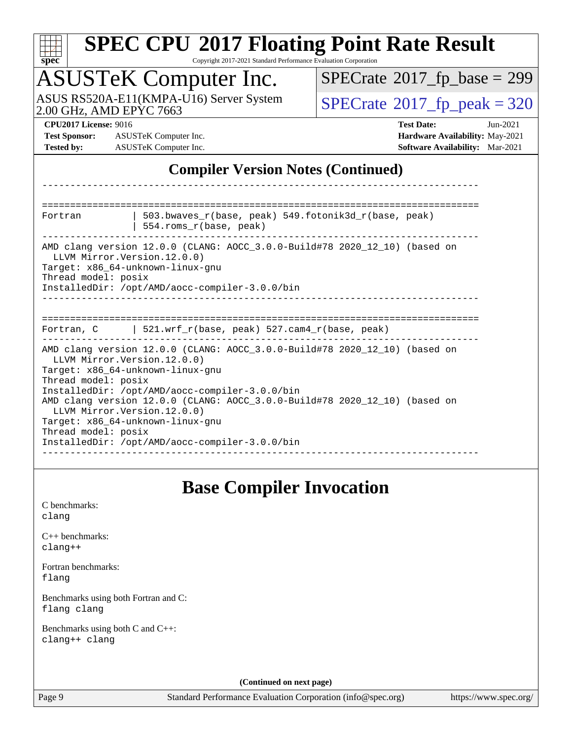## Compiler Version Notes (Continued)

```
------------------------------------------------------------------------------

==============================================================================
Fortran         | 503.bwaves_r(base, peak) 549.fotonik3d_r(base, peak)
                | 554.roms_r(base, peak)
------------------------------------------------------------------------------
AMD clang version 12.0.0 (CLANG: AOCC_3.0.0-Build#78 2020_12_10) (based on
  LLVM Mirror.Version.12.0.0)
Target: x86_64-unknown-linux-gnu
Thread model: posix
InstalledDir: /opt/AMD/aocc-compiler-3.0.0/bin
------------------------------------------------------------------------------

==============================================================================
Fortran, C      | 521.wrf_r(base, peak) 527.cam4_r(base, peak)
------------------------------------------------------------------------------
AMD clang version 12.0.0 (CLANG: AOCC_3.0.0-Build#78 2020_12_10) (based on
  LLVM Mirror.Version.12.0.0)
Target: x86_64-unknown-linux-gnu
Thread model: posix
InstalledDir: /opt/AMD/aocc-compiler-3.0.0/bin
AMD clang version 12.0.0 (CLANG: AOCC_3.0.0-Build#78 2020_12_10) (based on
  LLVM Mirror.Version.12.0.0)
Target: x86_64-unknown-linux-gnu
Thread model: posix
InstalledDir: /opt/AMD/aocc-compiler-3.0.0/bin
------------------------------------------------------------------------------
```

## Base Compiler Invocation

C benchmarks:
clang

C++ benchmarks:
clang++

Fortran benchmarks:
flang

Benchmarks using both Fortran and C:
flang clang

Benchmarks using both C and C++:
clang++ clang

(Continued on next page)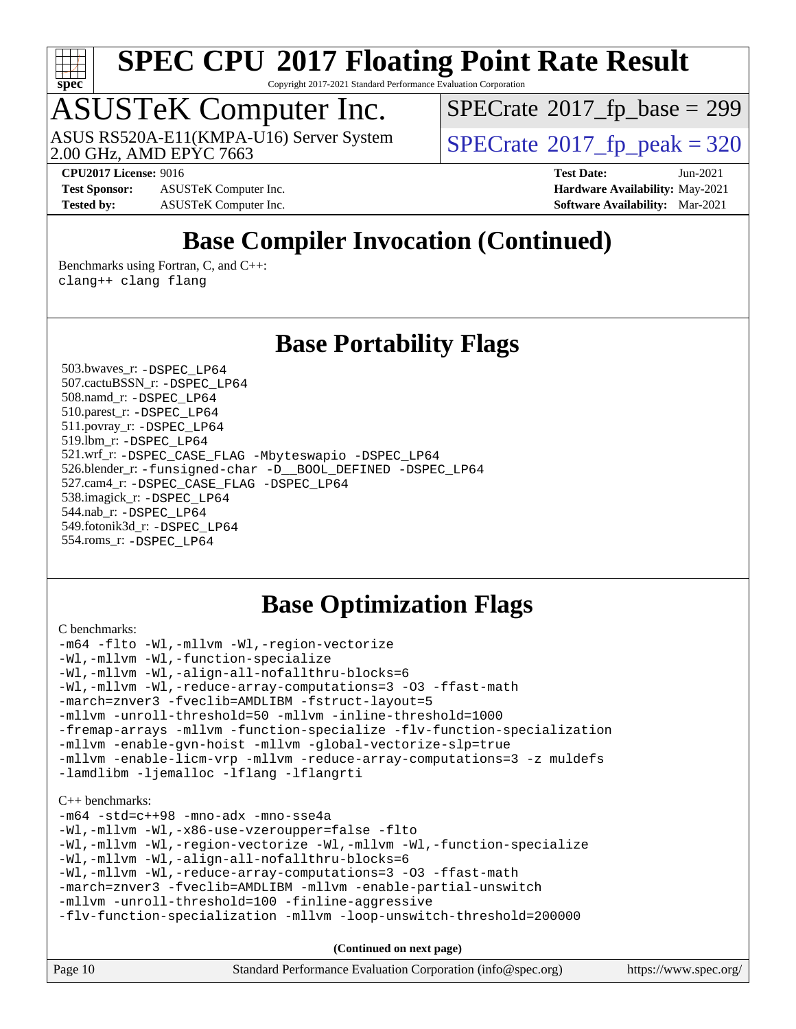# SPEC CPU 2017 Floating Point Rate Result

Copyright 2017-2021 Standard Performance Evaluation Corporation

## ASUSTeK Computer Inc.

ASUS RS520A-E11(KMPA-U16) Server System
2.00 GHz, AMD EPYC 7663

SPECrate 2017_fp_base = 299

SPECrate 2017_fp_peak = 320

**CPU2017 License:** 9016
**Test Sponsor:** ASUSTeK Computer Inc.
**Tested by:** ASUSTeK Computer Inc.

**Test Date:** Jun-2021
**Hardware Availability:** May-2021
**Software Availability:** Mar-2021

## Base Compiler Invocation (Continued)

Benchmarks using Fortran, C, and C++:
```
clang++ clang flang
```

## Base Portability Flags

503.bwaves_r: -DSPEC_LP64
507.cactuBSSN_r: -DSPEC_LP64
508.namd_r: -DSPEC_LP64
510.parest_r: -DSPEC_LP64
511.povray_r: -DSPEC_LP64
519.lbm_r: -DSPEC_LP64
521.wrf_r: -DSPEC_CASE_FLAG -Mbyteswapio -DSPEC_LP64
526.blender_r: -funsigned-char -D__BOOL_DEFINED -DSPEC_LP64
527.cam4_r: -DSPEC_CASE_FLAG -DSPEC_LP64
538.imagick_r: -DSPEC_LP64
544.nab_r: -DSPEC_LP64
549.fotonik3d_r: -DSPEC_LP64
554.roms_r: -DSPEC_LP64

## Base Optimization Flags

C benchmarks:
```
-m64 -flto -Wl,-mllvm -Wl,-region-vectorize
-Wl,-mllvm -Wl,-function-specialize
-Wl,-mllvm -Wl,-align-all-nofallthru-blocks=6
-Wl,-mllvm -Wl,-reduce-array-computations=3 -O3 -ffast-math
-march=znver3 -fveclib=AMDLIBM -fstruct-layout=5
-mllvm -unroll-threshold=50 -mllvm -inline-threshold=1000
-fremap-arrays -mllvm -function-specialize -flv-function-specialization
-mllvm -enable-gvn-hoist -mllvm -global-vectorize-slp=true
-mllvm -enable-licm-vrp -mllvm -reduce-array-computations=3 -z muldefs
-lamdlibm -ljemalloc -lflang -lflangrti
```

C++ benchmarks:
```
-m64 -std=c++98 -mno-adx -mno-sse4a
-Wl,-mllvm -Wl,-x86-use-vzeroupper=false -flto
-Wl,-mllvm -Wl,-region-vectorize -Wl,-mllvm -Wl,-function-specialize
-Wl,-mllvm -Wl,-align-all-nofallthru-blocks=6
-Wl,-mllvm -Wl,-reduce-array-computations=3 -O3 -ffast-math
-march=znver3 -fveclib=AMDLIBM -mllvm -enable-partial-unswitch
-mllvm -unroll-threshold=100 -finline-aggressive
-flv-function-specialization -mllvm -loop-unswitch-threshold=200000
```

**(Continued on next page)**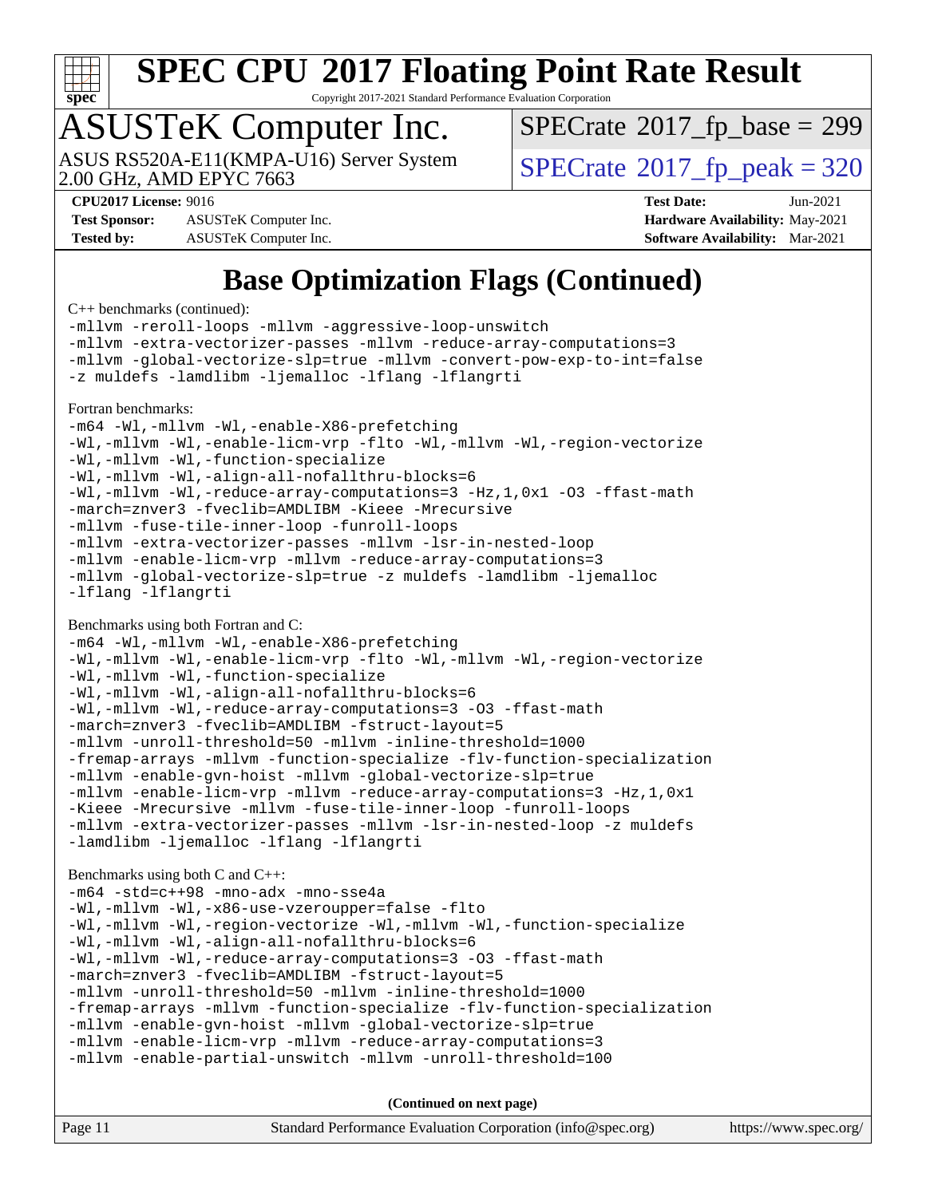# Base Optimization Flags (Continued)

C++ benchmarks (continued):

```
-mllvm -reroll-loops -mllvm -aggressive-loop-unswitch
-mllvm -extra-vectorizer-passes -mllvm -reduce-array-computations=3
-mllvm -global-vectorize-slp=true -mllvm -convert-pow-exp-to-int=false
-z muldefs -lamdlibm -ljemalloc -lflang -lflangrti
```

Fortran benchmarks:

```
-m64 -Wl,-mllvm -Wl,-enable-X86-prefetching
-Wl,-mllvm -Wl,-enable-licm-vrp -flto -Wl,-mllvm -Wl,-region-vectorize
-Wl,-mllvm -Wl,-function-specialize
-Wl,-mllvm -Wl,-align-all-nofallthru-blocks=6
-Wl,-mllvm -Wl,-reduce-array-computations=3 -Hz,1,0x1 -O3 -ffast-math
-march=znver3 -fveclib=AMDLIBM -Kieee -Mrecursive
-mllvm -fuse-tile-inner-loop -funroll-loops
-mllvm -extra-vectorizer-passes -mllvm -lsr-in-nested-loop
-mllvm -enable-licm-vrp -mllvm -reduce-array-computations=3
-mllvm -global-vectorize-slp=true -z muldefs -lamdlibm -ljemalloc
-lflang -lflangrti
```

Benchmarks using both Fortran and C:

```
-m64 -Wl,-mllvm -Wl,-enable-X86-prefetching
-Wl,-mllvm -Wl,-enable-licm-vrp -flto -Wl,-mllvm -Wl,-region-vectorize
-Wl,-mllvm -Wl,-function-specialize
-Wl,-mllvm -Wl,-align-all-nofallthru-blocks=6
-Wl,-mllvm -Wl,-reduce-array-computations=3 -O3 -ffast-math
-march=znver3 -fveclib=AMDLIBM -fstruct-layout=5
-mllvm -unroll-threshold=50 -mllvm -inline-threshold=1000
-fremap-arrays -mllvm -function-specialize -flv-function-specialization
-mllvm -enable-gvn-hoist -mllvm -global-vectorize-slp=true
-mllvm -enable-licm-vrp -mllvm -reduce-array-computations=3 -Hz,1,0x1
-Kieee -Mrecursive -mllvm -fuse-tile-inner-loop -funroll-loops
-mllvm -extra-vectorizer-passes -mllvm -lsr-in-nested-loop -z muldefs
-lamdlibm -ljemalloc -lflang -lflangrti
```

Benchmarks using both C and C++:

```
-m64 -std=c++98 -mno-adx -mno-sse4a
-Wl,-mllvm -Wl,-x86-use-vzeroupper=false -flto
-Wl,-mllvm -Wl,-region-vectorize -Wl,-mllvm -Wl,-function-specialize
-Wl,-mllvm -Wl,-align-all-nofallthru-blocks=6
-Wl,-mllvm -Wl,-reduce-array-computations=3 -O3 -ffast-math
-march=znver3 -fveclib=AMDLIBM -fstruct-layout=5
-mllvm -unroll-threshold=50 -mllvm -inline-threshold=1000
-fremap-arrays -mllvm -function-specialize -flv-function-specialization
-mllvm -enable-gvn-hoist -mllvm -global-vectorize-slp=true
-mllvm -enable-licm-vrp -mllvm -reduce-array-computations=3
-mllvm -enable-partial-unswitch -mllvm -unroll-threshold=100
```

**(Continued on next page)**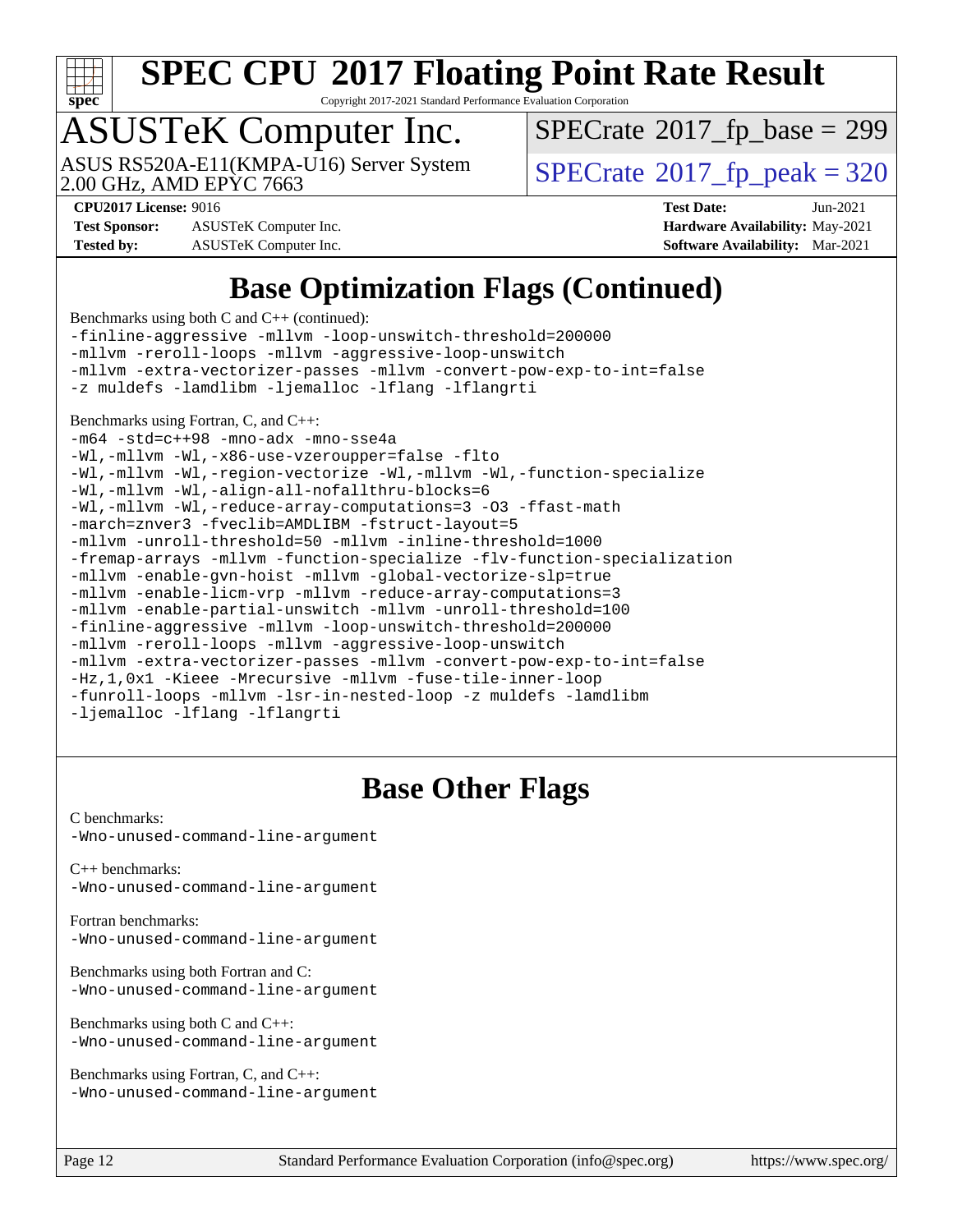# Base Optimization Flags (Continued)

Benchmarks using both C and C++ (continued):

```
-finline-aggressive -mllvm -loop-unswitch-threshold=200000
-mllvm -reroll-loops -mllvm -aggressive-loop-unswitch
-mllvm -extra-vectorizer-passes -mllvm -convert-pow-exp-to-int=false
-z muldefs -lamdlibm -ljemalloc -lflang -lflangrti
```

Benchmarks using Fortran, C, and C++:

```
-m64 -std=c++98 -mno-adx -mno-sse4a
-Wl,-mllvm -Wl,-x86-use-vzeroupper=false -flto
-Wl,-mllvm -Wl,-region-vectorize -Wl,-mllvm -Wl,-function-specialize
-Wl,-mllvm -Wl,-align-all-nofallthru-blocks=6
-Wl,-mllvm -Wl,-reduce-array-computations=3 -O3 -ffast-math
-march=znver3 -fveclib=AMDLIBM -fstruct-layout=5
-mllvm -unroll-threshold=50 -mllvm -inline-threshold=1000
-fremap-arrays -mllvm -function-specialize -flv-function-specialization
-mllvm -enable-gvn-hoist -mllvm -global-vectorize-slp=true
-mllvm -enable-licm-vrp -mllvm -reduce-array-computations=3
-mllvm -enable-partial-unswitch -mllvm -unroll-threshold=100
-finline-aggressive -mllvm -loop-unswitch-threshold=200000
-mllvm -reroll-loops -mllvm -aggressive-loop-unswitch
-mllvm -extra-vectorizer-passes -mllvm -convert-pow-exp-to-int=false
-Hz,1,0x1 -Kieee -Mrecursive -mllvm -fuse-tile-inner-loop
-funroll-loops -mllvm -lsr-in-nested-loop -z muldefs -lamdlibm
-ljemalloc -lflang -lflangrti
```

# Base Other Flags

C benchmarks:

```
-Wno-unused-command-line-argument
```

C++ benchmarks:

```
-Wno-unused-command-line-argument
```

Fortran benchmarks:

```
-Wno-unused-command-line-argument
```

Benchmarks using both Fortran and C:

```
-Wno-unused-command-line-argument
```

Benchmarks using both C and C++:

```
-Wno-unused-command-line-argument
```

Benchmarks using Fortran, C, and C++:

```
-Wno-unused-command-line-argument
```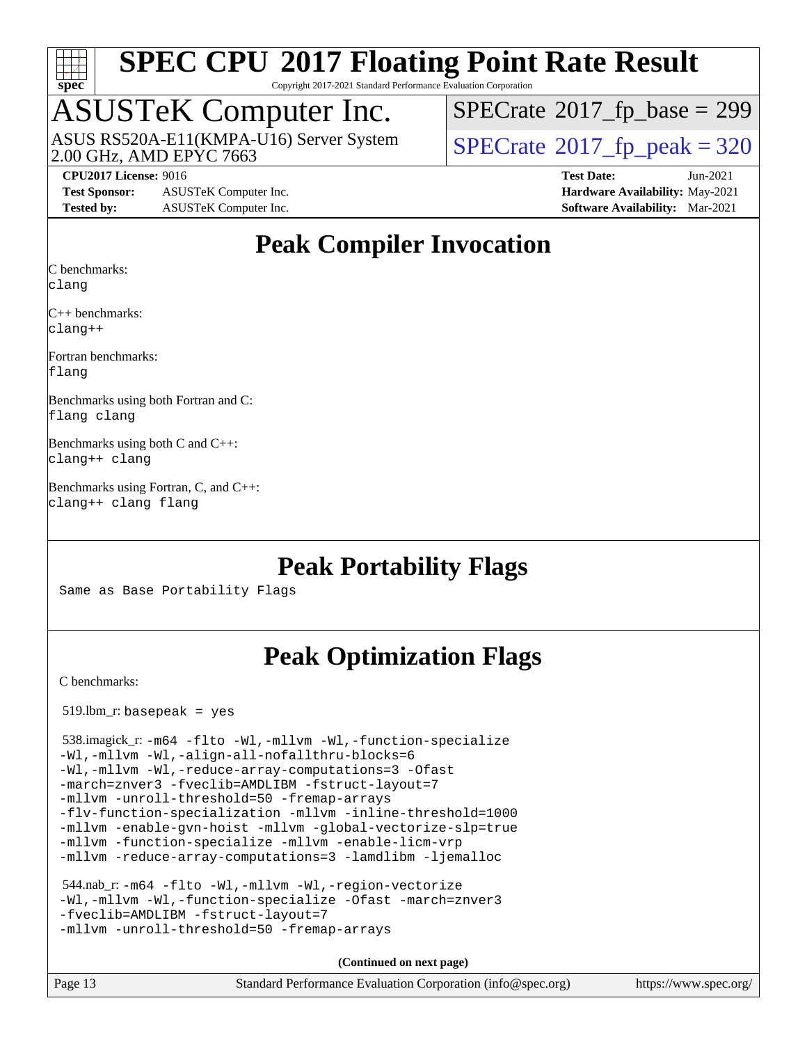# Peak Compiler Invocation

C benchmarks:
clang

C++ benchmarks:
clang++

Fortran benchmarks:
flang

Benchmarks using both Fortran and C:
flang clang

Benchmarks using both C and C++:
clang++ clang

Benchmarks using Fortran, C, and C++:
clang++ clang flang

# Peak Portability Flags

Same as Base Portability Flags

# Peak Optimization Flags

C benchmarks:

519.lbm_r: basepeak = yes

538.imagick_r: -m64 -flto -Wl,-mllvm -Wl,-function-specialize -Wl,-mllvm -Wl,-align-all-nofallthru-blocks=6 -Wl,-mllvm -Wl,-reduce-array-computations=3 -Ofast -march=znver3 -fveclib=AMDLIBM -fstruct-layout=7 -mllvm -unroll-threshold=50 -fremap-arrays -flv-function-specialization -mllvm -inline-threshold=1000 -mllvm -enable-gvn-hoist -mllvm -global-vectorize-slp=true -mllvm -function-specialize -mllvm -enable-licm-vrp -mllvm -reduce-array-computations=3 -lamdlibm -ljemalloc

544.nab_r: -m64 -flto -Wl,-mllvm -Wl,-region-vectorize -Wl,-mllvm -Wl,-function-specialize -Ofast -march=znver3 -fveclib=AMDLIBM -fstruct-layout=7 -mllvm -unroll-threshold=50 -fremap-arrays

(Continued on next page)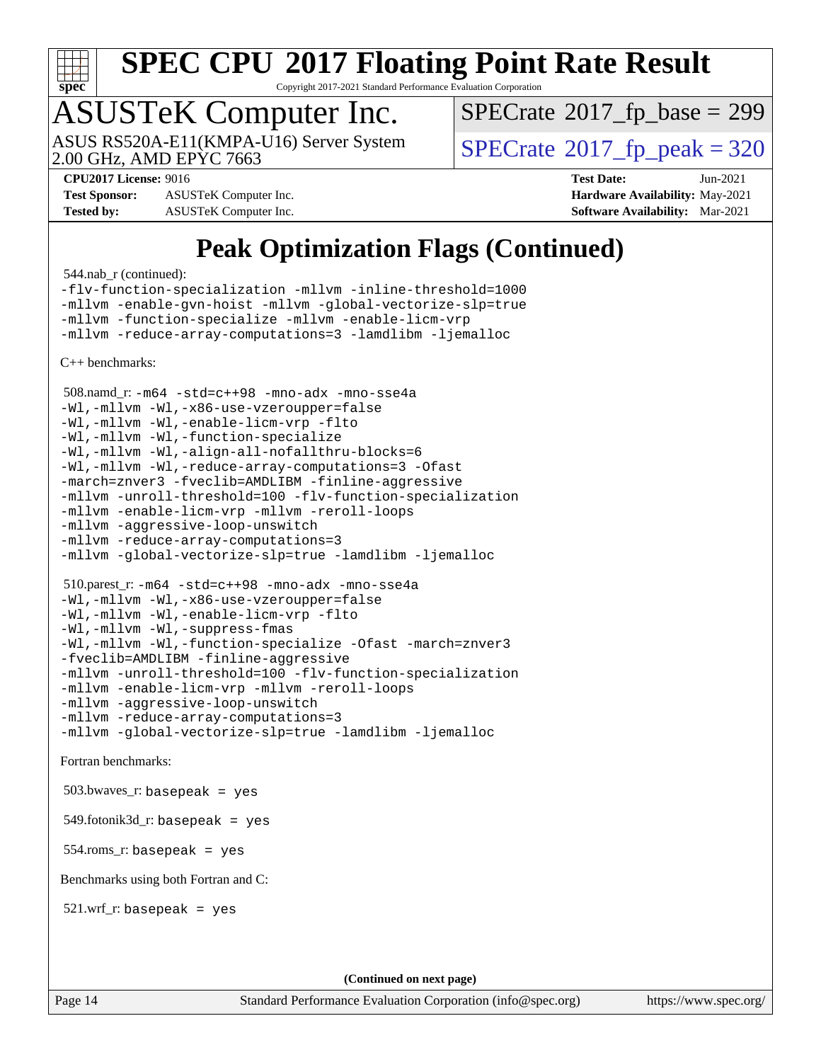# Peak Optimization Flags (Continued)

544.nab_r (continued):
```
-flv-function-specialization -mllvm -inline-threshold=1000
-mllvm -enable-gvn-hoist -mllvm -global-vectorize-slp=true
-mllvm -function-specialize -mllvm -enable-licm-vrp
-mllvm -reduce-array-computations=3 -lamdlibm -ljemalloc
```

C++ benchmarks:

508.namd_r:
```
-m64 -std=c++98 -mno-adx -mno-sse4a
-Wl,-mllvm -Wl,-x86-use-vzeroupper=false
-Wl,-mllvm -Wl,-enable-licm-vrp -flto
-Wl,-mllvm -Wl,-function-specialize
-Wl,-mllvm -Wl,-align-all-nofallthru-blocks=6
-Wl,-mllvm -Wl,-reduce-array-computations=3 -Ofast
-march=znver3 -fveclib=AMDLIBM -finline-aggressive
-mllvm -unroll-threshold=100 -flv-function-specialization
-mllvm -enable-licm-vrp -mllvm -reroll-loops
-mllvm -aggressive-loop-unswitch
-mllvm -reduce-array-computations=3
-mllvm -global-vectorize-slp=true -lamdlibm -ljemalloc
```

510.parest_r:
```
-m64 -std=c++98 -mno-adx -mno-sse4a
-Wl,-mllvm -Wl,-x86-use-vzeroupper=false
-Wl,-mllvm -Wl,-enable-licm-vrp -flto
-Wl,-mllvm -Wl,-suppress-fmas
-Wl,-mllvm -Wl,-function-specialize -Ofast -march=znver3
-fveclib=AMDLIBM -finline-aggressive
-mllvm -unroll-threshold=100 -flv-function-specialization
-mllvm -enable-licm-vrp -mllvm -reroll-loops
-mllvm -aggressive-loop-unswitch
-mllvm -reduce-array-computations=3
-mllvm -global-vectorize-slp=true -lamdlibm -ljemalloc
```

Fortran benchmarks:

503.bwaves_r: `basepeak = yes`

549.fotonik3d_r: `basepeak = yes`

554.roms_r: `basepeak = yes`

Benchmarks using both Fortran and C:

521.wrf_r: `basepeak = yes`

(Continued on next page)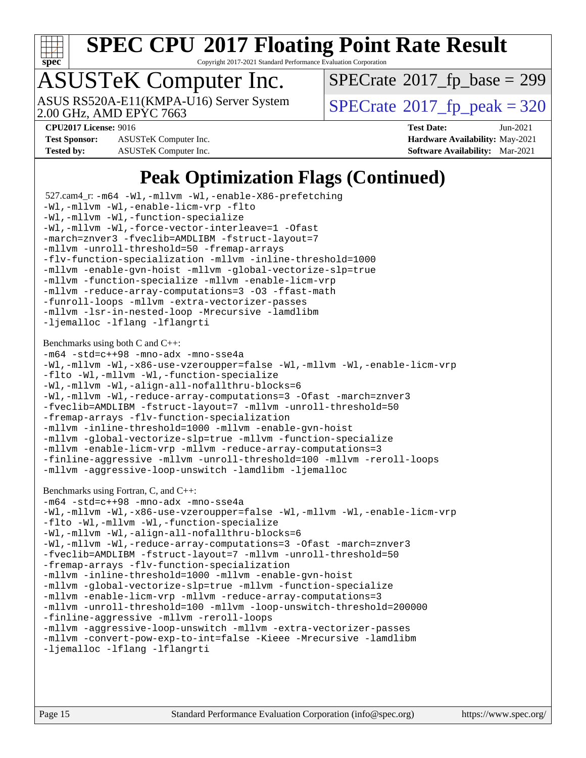# Peak Optimization Flags (Continued)

527.cam4_r:
```
-m64 -Wl,-mllvm -Wl,-enable-X86-prefetching
-Wl,-mllvm -Wl,-enable-licm-vrp -flto
-Wl,-mllvm -Wl,-function-specialize
-Wl,-mllvm -Wl,-force-vector-interleave=1 -Ofast
-march=znver3 -fveclib=AMDLIBM -fstruct-layout=7
-mllvm -unroll-threshold=50 -fremap-arrays
-flv-function-specialization -mllvm -inline-threshold=1000
-mllvm -enable-gvn-hoist -mllvm -global-vectorize-slp=true
-mllvm -function-specialize -mllvm -enable-licm-vrp
-mllvm -reduce-array-computations=3 -O3 -ffast-math
-funroll-loops -mllvm -extra-vectorizer-passes
-mllvm -lsr-in-nested-loop -Mrecursive -lamdlibm
-ljemalloc -lflang -lflangrti
```

Benchmarks using both C and C++:
```
-m64 -std=c++98 -mno-adx -mno-sse4a
-Wl,-mllvm -Wl,-x86-use-vzeroupper=false -Wl,-mllvm -Wl,-enable-licm-vrp
-flto -Wl,-mllvm -Wl,-function-specialize
-Wl,-mllvm -Wl,-align-all-nofallthru-blocks=6
-Wl,-mllvm -Wl,-reduce-array-computations=3 -Ofast -march=znver3
-fveclib=AMDLIBM -fstruct-layout=7 -mllvm -unroll-threshold=50
-fremap-arrays -flv-function-specialization
-mllvm -inline-threshold=1000 -mllvm -enable-gvn-hoist
-mllvm -global-vectorize-slp=true -mllvm -function-specialize
-mllvm -enable-licm-vrp -mllvm -reduce-array-computations=3
-finline-aggressive -mllvm -unroll-threshold=100 -mllvm -reroll-loops
-mllvm -aggressive-loop-unswitch -lamdlibm -ljemalloc
```

Benchmarks using Fortran, C, and C++:
```
-m64 -std=c++98 -mno-adx -mno-sse4a
-Wl,-mllvm -Wl,-x86-use-vzeroupper=false -Wl,-mllvm -Wl,-enable-licm-vrp
-flto -Wl,-mllvm -Wl,-function-specialize
-Wl,-mllvm -Wl,-align-all-nofallthru-blocks=6
-Wl,-mllvm -Wl,-reduce-array-computations=3 -Ofast -march=znver3
-fveclib=AMDLIBM -fstruct-layout=7 -mllvm -unroll-threshold=50
-fremap-arrays -flv-function-specialization
-mllvm -inline-threshold=1000 -mllvm -enable-gvn-hoist
-mllvm -global-vectorize-slp=true -mllvm -function-specialize
-mllvm -enable-licm-vrp -mllvm -reduce-array-computations=3
-mllvm -unroll-threshold=100 -mllvm -loop-unswitch-threshold=200000
-finline-aggressive -mllvm -reroll-loops
-mllvm -aggressive-loop-unswitch -mllvm -extra-vectorizer-passes
-mllvm -convert-pow-exp-to-int=false -Kieee -Mrecursive -lamdlibm
-ljemalloc -lflang -lflangrti
```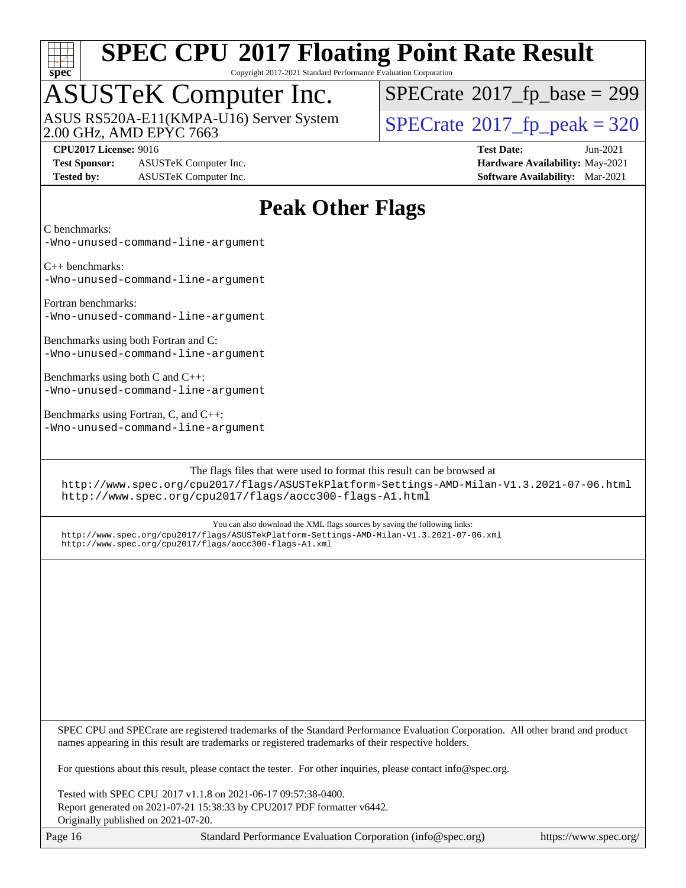# Peak Other Flags

C benchmarks:
`-Wno-unused-command-line-argument`

C++ benchmarks:
`-Wno-unused-command-line-argument`

Fortran benchmarks:
`-Wno-unused-command-line-argument`

Benchmarks using both Fortran and C:
`-Wno-unused-command-line-argument`

Benchmarks using both C and C++:
`-Wno-unused-command-line-argument`

Benchmarks using Fortran, C, and C++:
`-Wno-unused-command-line-argument`

The flags files that were used to format this result can be browsed at
http://www.spec.org/cpu2017/flags/ASUSTekPlatform-Settings-AMD-Milan-V1.3.2021-07-06.html
http://www.spec.org/cpu2017/flags/aocc300-flags-A1.html

You can also download the XML flags sources by saving the following links:
http://www.spec.org/cpu2017/flags/ASUSTekPlatform-Settings-AMD-Milan-V1.3.2021-07-06.xml
http://www.spec.org/cpu2017/flags/aocc300-flags-A1.xml

SPEC CPU and SPECrate are registered trademarks of the Standard Performance Evaluation Corporation. All other brand and product names appearing in this result are trademarks or registered trademarks of their respective holders.

For questions about this result, please contact the tester. For other inquiries, please contact info@spec.org.

Tested with SPEC CPU 2017 v1.1.8 on 2021-06-17 09:57:38-0400.
Report generated on 2021-07-21 15:38:33 by CPU2017 PDF formatter v6442.
Originally published on 2021-07-20.